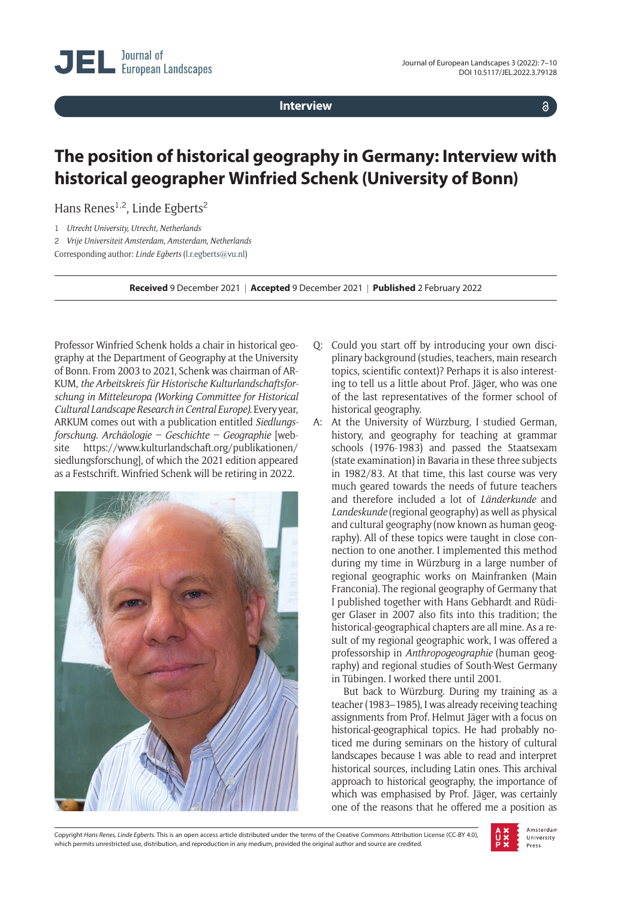Interview

# The position of historical geography in Germany: Interview with historical geographer Winfried Schenk (University of Bonn)

Hans Renes[1,2], Linde Egberts[2]

1 *Utrecht University, Utrecht, Netherlands*

2 *Vrije Universiteit Amsterdam, Amsterdam, Netherlands*

Corresponding author: *Linde Egberts* (l.r.egberts@vu.nl)

**Received** 9 December 2021 | **Accepted** 9 December 2021 | **Published** 2 February 2022

Professor Winfried Schenk holds a chair in historical geography at the Department of Geography at the University of Bonn. From 2003 to 2021, Schenk was chairman of ARKUM, *the Arbeitskreis für Historische Kulturlandschaftsforschung in Mitteleuropa (Working Committee for Historical Cultural Landscape Research in Central Europe).* Every year, ARKUM comes out with a publication entitled *Siedlungsforschung. Archäologie – Geschichte – Geographie* [website https://www.kulturlandschaft.org/publikationen/siedlungsforschung], of which the 2021 edition appeared as a Festschrift. Winfried Schenk will be retiring in 2022.

Q: Could you start off by introducing your own disciplinary background (studies, teachers, main research topics, scientific context)? Perhaps it is also interesting to tell us a little about Prof. Jäger, who was one of the last representatives of the former school of historical geography.

A: At the University of Würzburg, I studied German, history, and geography for teaching at grammar schools (1976-1983) and passed the Staatsexam (state examination) in Bavaria in these three subjects in 1982/83. At that time, this last course was very much geared towards the needs of future teachers and therefore included a lot of *Länderkunde* and *Landeskunde* (regional geography) as well as physical and cultural geography (now known as human geography). All of these topics were taught in close connection to one another. I implemented this method during my time in Würzburg in a large number of regional geographic works on Mainfranken (Main Franconia). The regional geography of Germany that I published together with Hans Gebhardt and Rüdiger Glaser in 2007 also fits into this tradition; the historical-geographical chapters are all mine. As a result of my regional geographic work, I was offered a professorship in *Anthropogeographie* (human geography) and regional studies of South-West Germany in Tübingen. I worked there until 2001.

But back to Würzburg. During my training as a teacher (1983–1985), I was already receiving teaching assignments from Prof. Helmut Jäger with a focus on historical-geographical topics. He had probably noticed me during seminars on the history of cultural landscapes because I was able to read and interpret historical sources, including Latin ones. This archival approach to historical geography, the importance of which was emphasised by Prof. Jäger, was certainly one of the reasons that he offered me a position as

Copyright *Hans Renes, Linde Egberts*. This is an open access article distributed under the terms of the Creative Commons Attribution License (CC-BY 4.0), which permits unrestricted use, distribution, and reproduction in any medium, provided the original author and source are credited.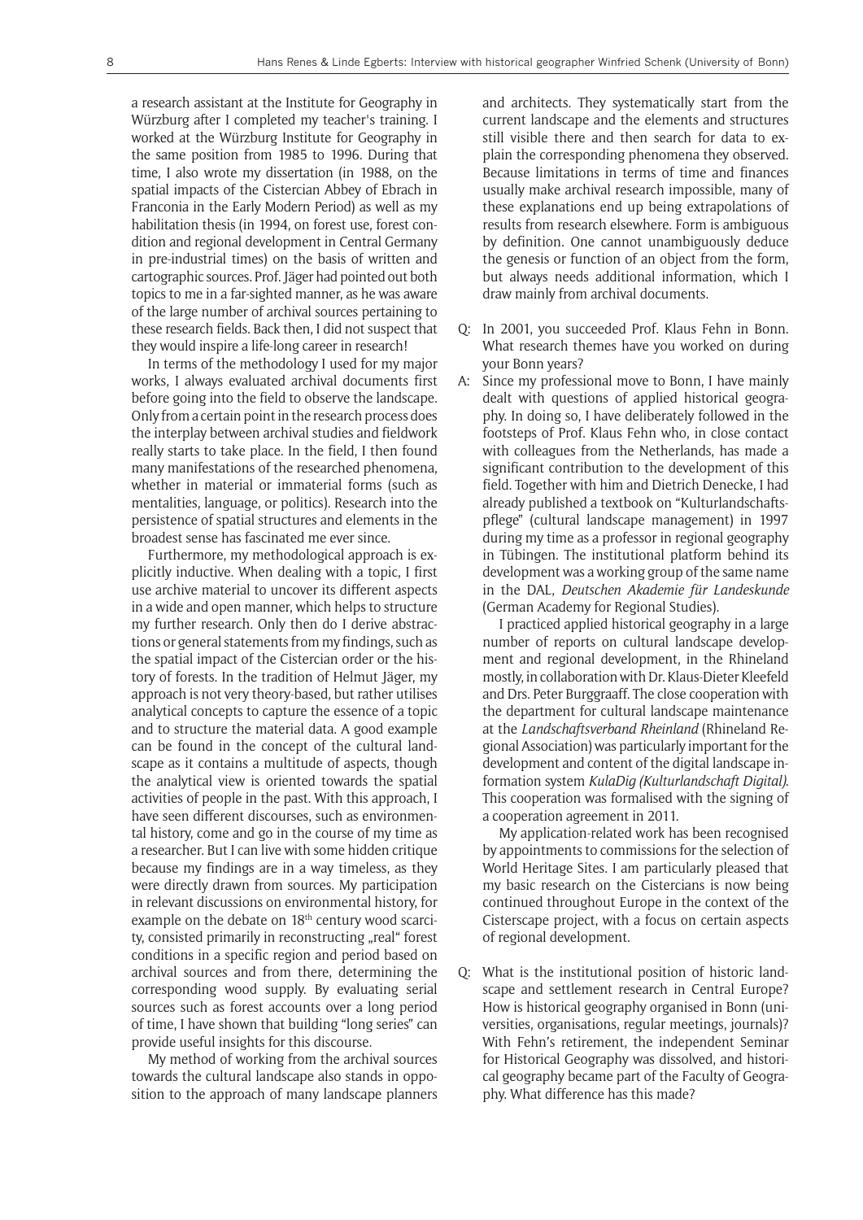a research assistant at the Institute for Geography in Würzburg after I completed my teacher's training. I worked at the Würzburg Institute for Geography in the same position from 1985 to 1996. During that time, I also wrote my dissertation (in 1988, on the spatial impacts of the Cistercian Abbey of Ebrach in Franconia in the Early Modern Period) as well as my habilitation thesis (in 1994, on forest use, forest condition and regional development in Central Germany in pre-industrial times) on the basis of written and cartographic sources. Prof. Jäger had pointed out both topics to me in a far-sighted manner, as he was aware of the large number of archival sources pertaining to these research fields. Back then, I did not suspect that they would inspire a life-long career in research!

In terms of the methodology I used for my major works, I always evaluated archival documents first before going into the field to observe the landscape. Only from a certain point in the research process does the interplay between archival studies and fieldwork really starts to take place. In the field, I then found many manifestations of the researched phenomena, whether in material or immaterial forms (such as mentalities, language, or politics). Research into the persistence of spatial structures and elements in the broadest sense has fascinated me ever since.

Furthermore, my methodological approach is explicitly inductive. When dealing with a topic, I first use archive material to uncover its different aspects in a wide and open manner, which helps to structure my further research. Only then do I derive abstractions or general statements from my findings, such as the spatial impact of the Cistercian order or the history of forests. In the tradition of Helmut Jäger, my approach is not very theory-based, but rather utilises analytical concepts to capture the essence of a topic and to structure the material data. A good example can be found in the concept of the cultural landscape as it contains a multitude of aspects, though the analytical view is oriented towards the spatial activities of people in the past. With this approach, I have seen different discourses, such as environmental history, come and go in the course of my time as a researcher. But I can live with some hidden critique because my findings are in a way timeless, as they were directly drawn from sources. My participation in relevant discussions on environmental history, for example on the debate on 18th century wood scarcity, consisted primarily in reconstructing „real" forest conditions in a specific region and period based on archival sources and from there, determining the corresponding wood supply. By evaluating serial sources such as forest accounts over a long period of time, I have shown that building "long series" can provide useful insights for this discourse.

My method of working from the archival sources towards the cultural landscape also stands in opposition to the approach of many landscape planners and architects. They systematically start from the current landscape and the elements and structures still visible there and then search for data to explain the corresponding phenomena they observed. Because limitations in terms of time and finances usually make archival research impossible, many of these explanations end up being extrapolations of results from research elsewhere. Form is ambiguous by definition. One cannot unambiguously deduce the genesis or function of an object from the form, but always needs additional information, which I draw mainly from archival documents.

Q: In 2001, you succeeded Prof. Klaus Fehn in Bonn. What research themes have you worked on during your Bonn years?

A: Since my professional move to Bonn, I have mainly dealt with questions of applied historical geography. In doing so, I have deliberately followed in the footsteps of Prof. Klaus Fehn who, in close contact with colleagues from the Netherlands, has made a significant contribution to the development of this field. Together with him and Dietrich Denecke, I had already published a textbook on "Kulturlandschaftspflege" (cultural landscape management) in 1997 during my time as a professor in regional geography in Tübingen. The institutional platform behind its development was a working group of the same name in the DAL, *Deutschen Akademie für Landeskunde* (German Academy for Regional Studies).

I practiced applied historical geography in a large number of reports on cultural landscape development and regional development, in the Rhineland mostly, in collaboration with Dr. Klaus-Dieter Kleefeld and Drs. Peter Burggraaff. The close cooperation with the department for cultural landscape maintenance at the *Landschaftsverband Rheinland* (Rhineland Regional Association) was particularly important for the development and content of the digital landscape information system *KulaDig (Kulturlandschaft Digital)*. This cooperation was formalised with the signing of a cooperation agreement in 2011.

My application-related work has been recognised by appointments to commissions for the selection of World Heritage Sites. I am particularly pleased that my basic research on the Cistercians is now being continued throughout Europe in the context of the Cisterscape project, with a focus on certain aspects of regional development.

Q: What is the institutional position of historic landscape and settlement research in Central Europe? How is historical geography organised in Bonn (universities, organisations, regular meetings, journals)? With Fehn's retirement, the independent Seminar for Historical Geography was dissolved, and historical geography became part of the Faculty of Geography. What difference has this made?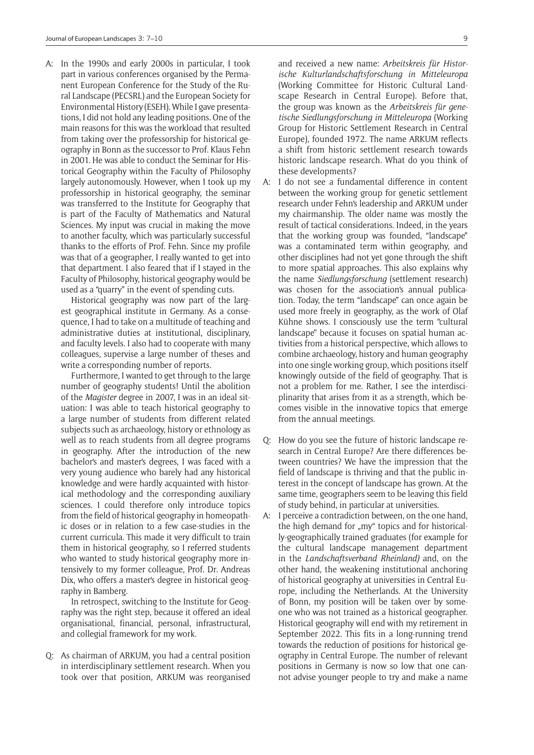A: In the 1990s and early 2000s in particular, I took part in various conferences organised by the Permanent European Conference for the Study of the Rural Landscape (PECSRL) and the European Society for Environmental History (ESEH). While I gave presentations, I did not hold any leading positions. One of the main reasons for this was the workload that resulted from taking over the professorship for historical geography in Bonn as the successor to Prof. Klaus Fehn in 2001. He was able to conduct the Seminar for Historical Geography within the Faculty of Philosophy largely autonomously. However, when I took up my professorship in historical geography, the seminar was transferred to the Institute for Geography that is part of the Faculty of Mathematics and Natural Sciences. My input was crucial in making the move to another faculty, which was particularly successful thanks to the efforts of Prof. Fehn. Since my profile was that of a geographer, I really wanted to get into that department. I also feared that if I stayed in the Faculty of Philosophy, historical geography would be used as a "quarry" in the event of spending cuts.

Historical geography was now part of the largest geographical institute in Germany. As a consequence, I had to take on a multitude of teaching and administrative duties at institutional, disciplinary, and faculty levels. I also had to cooperate with many colleagues, supervise a large number of theses and write a corresponding number of reports.

Furthermore, I wanted to get through to the large number of geography students! Until the abolition of the *Magister* degree in 2007, I was in an ideal situation: I was able to teach historical geography to a large number of students from different related subjects such as archaeology, history or ethnology as well as to reach students from all degree programs in geography. After the introduction of the new bachelor's and master's degrees, I was faced with a very young audience who barely had any historical knowledge and were hardly acquainted with historical methodology and the corresponding auxiliary sciences. I could therefore only introduce topics from the field of historical geography in homeopathic doses or in relation to a few case-studies in the current curricula. This made it very difficult to train them in historical geography, so I referred students who wanted to study historical geography more intensively to my former colleague, Prof. Dr. Andreas Dix, who offers a master's degree in historical geography in Bamberg.

In retrospect, switching to the Institute for Geography was the right step, because it offered an ideal organisational, financial, personal, infrastructural, and collegial framework for my work.

Q: As chairman of ARKUM, you had a central position in interdisciplinary settlement research. When you took over that position, ARKUM was reorganised and received a new name: *Arbeitskreis für Historische Kulturlandschaftsforschung in Mitteleuropa* (Working Committee for Historic Cultural Landscape Research in Central Europe). Before that, the group was known as the *Arbeitskreis für genetische Siedlungsforschung in Mitteleuropa* (Working Group for Historic Settlement Research in Central Europe), founded 1972. The name ARKUM reflects a shift from historic settlement research towards historic landscape research. What do you think of these developments?

A: I do not see a fundamental difference in content between the working group for genetic settlement research under Fehn's leadership and ARKUM under my chairmanship. The older name was mostly the result of tactical considerations. Indeed, in the years that the working group was founded, "landscape" was a contaminated term within geography, and other disciplines had not yet gone through the shift to more spatial approaches. This also explains why the name *Siedlungsforschung* (settlement research) was chosen for the association's annual publication. Today, the term "landscape" can once again be used more freely in geography, as the work of Olaf Kühne shows. I consciously use the term "cultural landscape" because it focuses on spatial human activities from a historical perspective, which allows to combine archaeology, history and human geography into one single working group, which positions itself knowingly outside of the field of geography. That is not a problem for me. Rather, I see the interdisciplinarity that arises from it as a strength, which becomes visible in the innovative topics that emerge from the annual meetings.

Q: How do you see the future of historic landscape research in Central Europe? Are there differences between countries? We have the impression that the field of landscape is thriving and that the public interest in the concept of landscape has grown. At the same time, geographers seem to be leaving this field of study behind, in particular at universities.

A: I perceive a contradiction between, on the one hand, the high demand for „my" topics and for historically-geographically trained graduates (for example for the cultural landscape management department in the *Landschaftsverband Rheinland)* and, on the other hand, the weakening institutional anchoring of historical geography at universities in Central Europe, including the Netherlands. At the University of Bonn, my position will be taken over by someone who was not trained as a historical geographer. Historical geography will end with my retirement in September 2022. This fits in a long-running trend towards the reduction of positions for historical geography in Central Europe. The number of relevant positions in Germany is now so low that one cannot advise younger people to try and make a name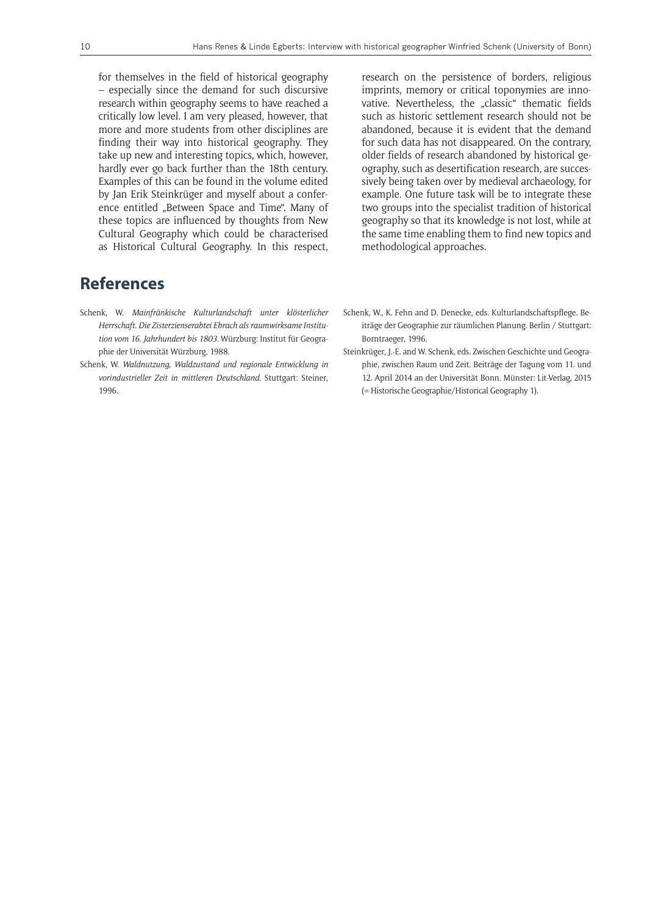for themselves in the field of historical geography – especially since the demand for such discursive research within geography seems to have reached a critically low level. I am very pleased, however, that more and more students from other disciplines are finding their way into historical geography. They take up new and interesting topics, which, however, hardly ever go back further than the 18th century. Examples of this can be found in the volume edited by Jan Erik Steinkrüger and myself about a conference entitled „Between Space and Time". Many of these topics are influenced by thoughts from New Cultural Geography which could be characterised as Historical Cultural Geography. In this respect, research on the persistence of borders, religious imprints, memory or critical toponymies are innovative. Nevertheless, the „classic" thematic fields such as historic settlement research should not be abandoned, because it is evident that the demand for such data has not disappeared. On the contrary, older fields of research abandoned by historical geography, such as desertification research, are successively being taken over by medieval archaeology, for example. One future task will be to integrate these two groups into the specialist tradition of historical geography so that its knowledge is not lost, while at the same time enabling them to find new topics and methodological approaches.

## References

Schenk, W. *Mainfränkische Kulturlandschaft unter klösterlicher Herrschaft. Die Zisterzienserabtei Ebrach als raumwirksame Institution vom 16. Jahrhundert bis 1803.* Würzburg: Institut für Geographie der Universität Würzburg, 1988.

Schenk, W. *Waldnutzung, Waldzustand und regionale Entwicklung in vorindustrieller Zeit in mittleren Deutschland.* Stuttgart: Steiner, 1996.

Schenk, W., K. Fehn and D. Denecke, eds. Kulturlandschaftspflege. Beiträge der Geographie zur räumlichen Planung. Berlin / Stuttgart: Borntraeger, 1996.

Steinkrüger, J.-E. and W. Schenk, eds. Zwischen Geschichte und Geographie, zwischen Raum und Zeit. Beiträge der Tagung vom 11. und 12. April 2014 an der Universität Bonn. Münster: Lit-Verlag, 2015 (= Historische Geographie/Historical Geography 1).